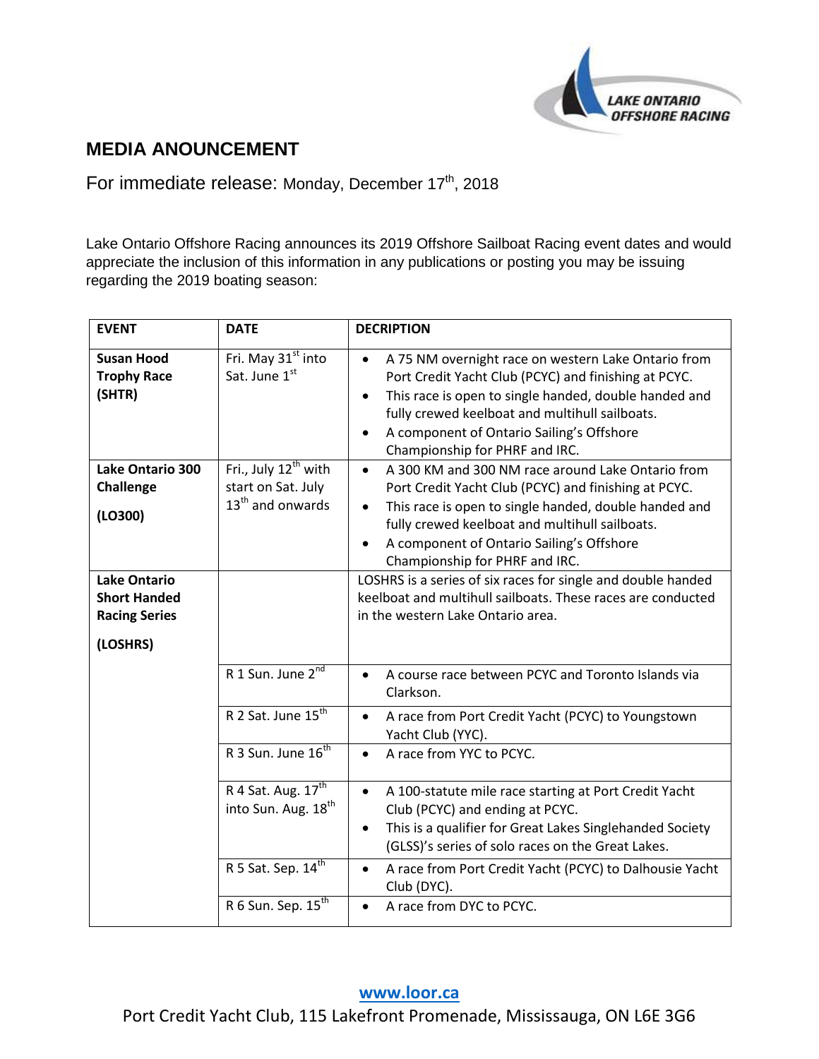# MEDIA ANOUNCEMENT

For immediate release: Monday, December 17th, 2018

Lake Ontario Offshore Racing announces its 2019 Offshore Sailboat Racing event dates and would appreciate the inclusion of this information in any publications or posting you may be issuing regarding the 2019 boating season:

| EVENT | DATE | DECRIPTION |
|---|---|---|
| **Susan Hood Trophy Race (SHTR)** | Fri. May 31st into Sat. June 1st | • A 75 NM overnight race on western Lake Ontario from Port Credit Yacht Club (PCYC) and finishing at PCYC.<br>• This race is open to single handed, double handed and fully crewed keelboat and multihull sailboats.<br>• A component of Ontario Sailing's Offshore Championship for PHRF and IRC. |
| **Lake Ontario 300 Challenge (LO300)** | Fri., July 12th with start on Sat. July 13th and onwards | • A 300 KM and 300 NM race around Lake Ontario from Port Credit Yacht Club (PCYC) and finishing at PCYC.<br>• This race is open to single handed, double handed and fully crewed keelboat and multihull sailboats.<br>• A component of Ontario Sailing's Offshore Championship for PHRF and IRC. |
| **Lake Ontario Short Handed Racing Series (LOSHRS)** | | LOSHRS is a series of six races for single and double handed keelboat and multihull sailboats. These races are conducted in the western Lake Ontario area. |
| | R 1 Sun. June 2nd | • A course race between PCYC and Toronto Islands via Clarkson. |
| | R 2 Sat. June 15th | • A race from Port Credit Yacht (PCYC) to Youngstown Yacht Club (YYC). |
| | R 3 Sun. June 16th | • A race from YYC to PCYC. |
| | R 4 Sat. Aug. 17th into Sun. Aug. 18th | • A 100-statute mile race starting at Port Credit Yacht Club (PCYC) and ending at PCYC.<br>• This is a qualifier for Great Lakes Singlehanded Society (GLSS)'s series of solo races on the Great Lakes. |
| | R 5 Sat. Sep. 14th | • A race from Port Credit Yacht (PCYC) to Dalhousie Yacht Club (DYC). |
| | R 6 Sun. Sep. 15th | • A race from DYC to PCYC. |

**www.loor.ca**

Port Credit Yacht Club, 115 Lakefront Promenade, Mississauga, ON L6E 3G6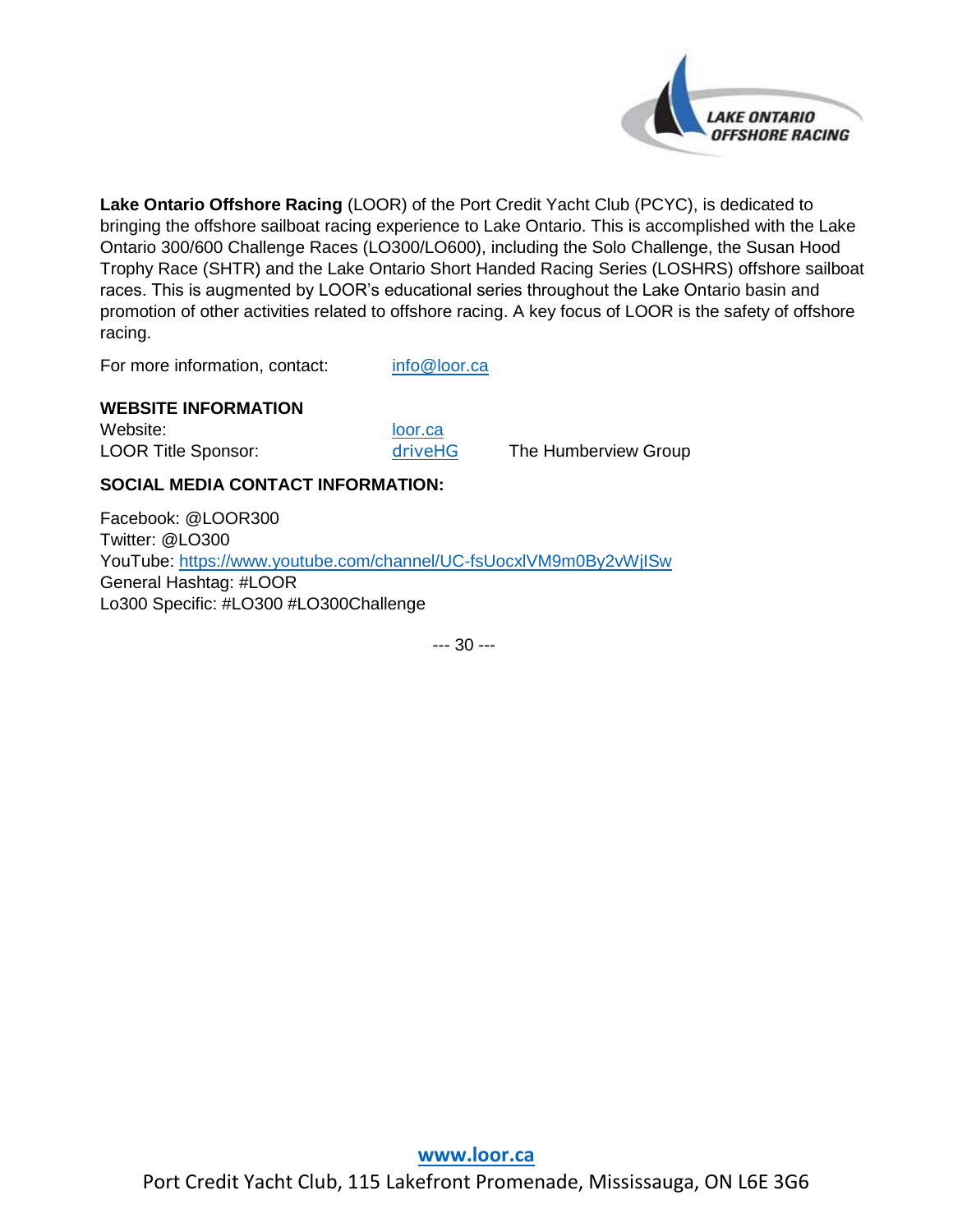**Lake Ontario Offshore Racing** (LOOR) of the Port Credit Yacht Club (PCYC), is dedicated to bringing the offshore sailboat racing experience to Lake Ontario. This is accomplished with the Lake Ontario 300/600 Challenge Races (LO300/LO600), including the Solo Challenge, the Susan Hood Trophy Race (SHTR) and the Lake Ontario Short Handed Racing Series (LOSHRS) offshore sailboat races. This is augmented by LOOR's educational series throughout the Lake Ontario basin and promotion of other activities related to offshore racing. A key focus of LOOR is the safety of offshore racing.

For more information, contact: info@loor.ca

**WEBSITE INFORMATION**

| | | |
|---|---|---|
| Website: | loor.ca | |
| LOOR Title Sponsor: | driveHG | The Humberview Group |

**SOCIAL MEDIA CONTACT INFORMATION:**

Facebook: @LOOR300
Twitter: @LO300
YouTube: https://www.youtube.com/channel/UC-fsUocxlVM9m0By2vWjISw
General Hashtag: #LOOR
Lo300 Specific: #LO300 #LO300Challenge

--- 30 ---

**www.loor.ca**
Port Credit Yacht Club, 115 Lakefront Promenade, Mississauga, ON L6E 3G6